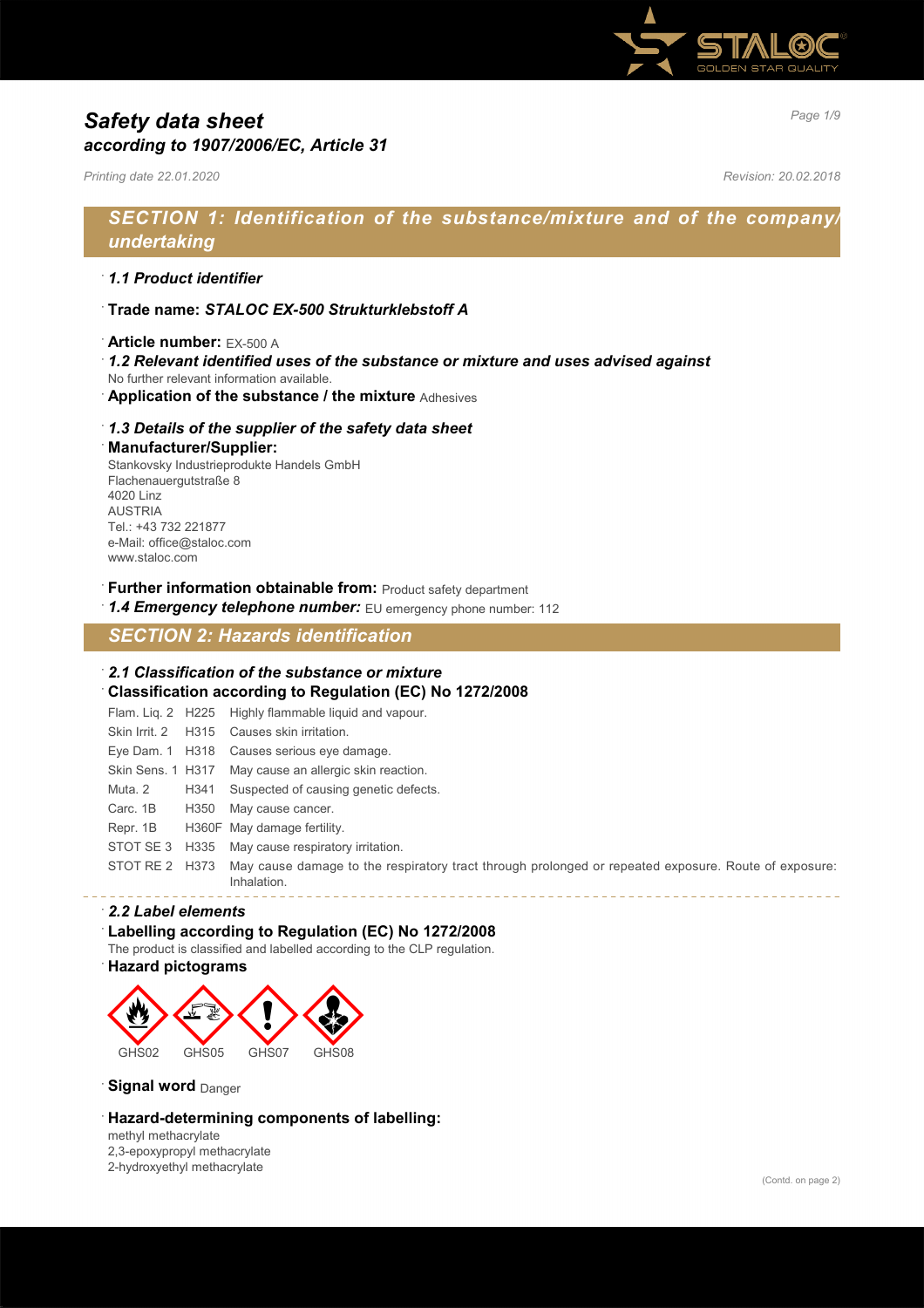# Safety data sheet
## according to 1907/2006/EC, Article 31

*Printing date 22.01.2020* *Revision: 20.02.2018*

## SECTION 1: Identification of the substance/mixture and of the company/undertaking

· ***1.1 Product identifier***

· **Trade name: *STALOC EX-500 Strukturklebstoff A***

· **Article number:** EX-500 A

· ***1.2 Relevant identified uses of the substance or mixture and uses advised against***
No further relevant information available.

· **Application of the substance / the mixture** Adhesives

· ***1.3 Details of the supplier of the safety data sheet***

· **Manufacturer/Supplier:**
Stankovsky Industrieprodukte Handels GmbH
Flachenauergutstraße 8
4020 Linz
AUSTRIA
Tel.: +43 732 221877
e-Mail: office@staloc.com
www.staloc.com

· **Further information obtainable from:** Product safety department

· ***1.4 Emergency telephone number:*** EU emergency phone number: 112

## SECTION 2: Hazards identification

· ***2.1 Classification of the substance or mixture***

· **Classification according to Regulation (EC) No 1272/2008**

| | | |
|---|---|---|
| Flam. Liq. 2 | H225 | Highly flammable liquid and vapour. |
| Skin Irrit. 2 | H315 | Causes skin irritation. |
| Eye Dam. 1 | H318 | Causes serious eye damage. |
| Skin Sens. 1 | H317 | May cause an allergic skin reaction. |
| Muta. 2 | H341 | Suspected of causing genetic defects. |
| Carc. 1B | H350 | May cause cancer. |
| Repr. 1B | H360F | May damage fertility. |
| STOT SE 3 | H335 | May cause respiratory irritation. |
| STOT RE 2 | H373 | May cause damage to the respiratory tract through prolonged or repeated exposure. Route of exposure: Inhalation. |

· ***2.2 Label elements***

· **Labelling according to Regulation (EC) No 1272/2008**
The product is classified and labelled according to the CLP regulation.

· **Hazard pictograms**

GHS02 GHS05 GHS07 GHS08

· **Signal word** Danger

· **Hazard-determining components of labelling:**
methyl methacrylate
2,3-epoxypropyl methacrylate
2-hydroxyethyl methacrylate

(Contd. on page 2)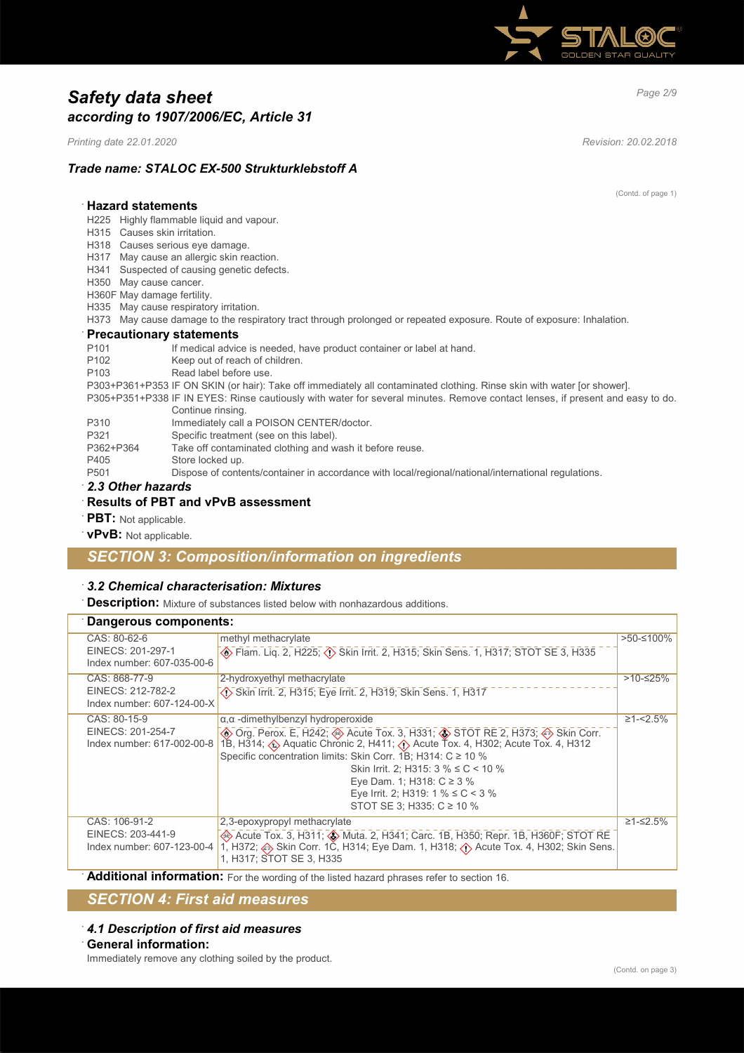## Safety data sheet
### according to 1907/2006/EC, Article 31

*Printing date 22.01.2020* *Revision: 20.02.2018*

### Trade name: STALOC EX-500 Strukturklebstoff A

(Contd. of page 1)

**Hazard statements**

H225 Highly flammable liquid and vapour.
H315 Causes skin irritation.
H318 Causes serious eye damage.
H317 May cause an allergic skin reaction.
H341 Suspected of causing genetic defects.
H350 May cause cancer.
H360F May damage fertility.
H335 May cause respiratory irritation.
H373 May cause damage to the respiratory tract through prolonged or repeated exposure. Route of exposure: Inhalation.

**Precautionary statements**

P101 If medical advice is needed, have product container or label at hand.
P102 Keep out of reach of children.
P103 Read label before use.
P303+P361+P353 IF ON SKIN (or hair): Take off immediately all contaminated clothing. Rinse skin with water [or shower].
P305+P351+P338 IF IN EYES: Rinse cautiously with water for several minutes. Remove contact lenses, if present and easy to do. Continue rinsing.
P310 Immediately call a POISON CENTER/doctor.
P321 Specific treatment (see on this label).
P362+P364 Take off contaminated clothing and wash it before reuse.
P405 Store locked up.
P501 Dispose of contents/container in accordance with local/regional/national/international regulations.

***2.3 Other hazards***

**Results of PBT and vPvB assessment**

**PBT:** Not applicable.

**vPvB:** Not applicable.

## SECTION 3: Composition/information on ingredients

***3.2 Chemical characterisation: Mixtures***

**Description:** Mixture of substances listed below with nonhazardous additions.

**Dangerous components:**

| Identifiers | Substance / Classification | Concentration |
|---|---|---|
| CAS: 80-62-6<br>EINECS: 201-297-1<br>Index number: 607-035-00-6 | methyl methacrylate<br>Flam. Liq. 2, H225; Skin Irrit. 2, H315; Skin Sens. 1, H317; STOT SE 3, H335 | >50-≤100% |
| CAS: 868-77-9<br>EINECS: 212-782-2<br>Index number: 607-124-00-X | 2-hydroxyethyl methacrylate<br>Skin Irrit. 2, H315; Eye Irrit. 2, H319; Skin Sens. 1, H317 | >10-≤25% |
| CAS: 80-15-9<br>EINECS: 201-254-7<br>Index number: 617-002-00-8 | α,α -dimethylbenzyl hydroperoxide<br>Org. Perox. E, H242; Acute Tox. 3, H331; STOT RE 2, H373; Skin Corr. 1B, H314; Aquatic Chronic 2, H411; Acute Tox. 4, H302; Acute Tox. 4, H312<br>Specific concentration limits: Skin Corr. 1B; H314: C ≥ 10 %<br>Skin Irrit. 2; H315: 3 % ≤ C < 10 %<br>Eye Dam. 1; H318: C ≥ 3 %<br>Eye Irrit. 2; H319: 1 % ≤ C < 3 %<br>STOT SE 3; H335: C ≥ 10 % | ≥1-<2.5% |
| CAS: 106-91-2<br>EINECS: 203-441-9<br>Index number: 607-123-00-4 | 2,3-epoxypropyl methacrylate<br>Acute Tox. 3, H311; Muta. 2, H341; Carc. 1B, H350; Repr. 1B, H360F; STOT RE 1, H372; Skin Corr. 1C, H314; Eye Dam. 1, H318; Acute Tox. 4, H302; Skin Sens. 1, H317; STOT SE 3, H335 | ≥1-≤2.5% |

**Additional information:** For the wording of the listed hazard phrases refer to section 16.

## SECTION 4: First aid measures

***4.1 Description of first aid measures***

**General information:**

Immediately remove any clothing soiled by the product.

(Contd. on page 3)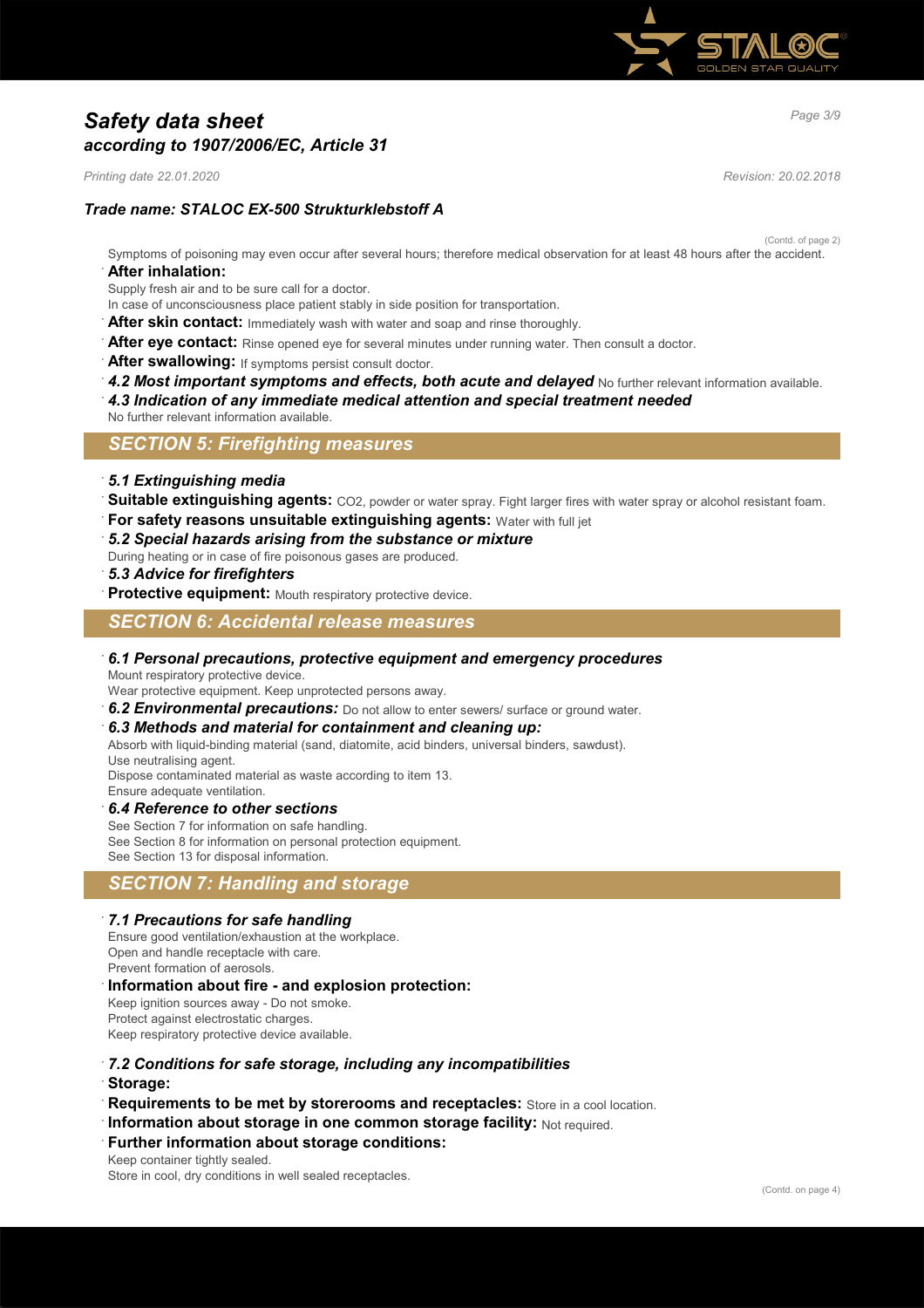*Trade name: STALOC EX-500 Strukturklebstoff A*

(Contd. of page 2)

Symptoms of poisoning may even occur after several hours; therefore medical observation for at least 48 hours after the accident.

· **After inhalation:**
Supply fresh air and to be sure call for a doctor.
In case of unconsciousness place patient stably in side position for transportation.

· **After skin contact:** Immediately wash with water and soap and rinse thoroughly.

· **After eye contact:** Rinse opened eye for several minutes under running water. Then consult a doctor.

· **After swallowing:** If symptoms persist consult doctor.

· ***4.2 Most important symptoms and effects, both acute and delayed*** No further relevant information available.

· ***4.3 Indication of any immediate medical attention and special treatment needed***
No further relevant information available.

## *SECTION 5: Firefighting measures*

· ***5.1 Extinguishing media***

· **Suitable extinguishing agents:** $CO_2$, powder or water spray. Fight larger fires with water spray or alcohol resistant foam.

· **For safety reasons unsuitable extinguishing agents:** Water with full jet

· ***5.2 Special hazards arising from the substance or mixture***
During heating or in case of fire poisonous gases are produced.

· ***5.3 Advice for firefighters***

· **Protective equipment:** Mouth respiratory protective device.

## *SECTION 6: Accidental release measures*

· ***6.1 Personal precautions, protective equipment and emergency procedures***
Mount respiratory protective device.
Wear protective equipment. Keep unprotected persons away.

· ***6.2 Environmental precautions:*** Do not allow to enter sewers/ surface or ground water.

· ***6.3 Methods and material for containment and cleaning up:***
Absorb with liquid-binding material (sand, diatomite, acid binders, universal binders, sawdust).
Use neutralising agent.
Dispose contaminated material as waste according to item 13.
Ensure adequate ventilation.

· ***6.4 Reference to other sections***
See Section 7 for information on safe handling.
See Section 8 for information on personal protection equipment.
See Section 13 for disposal information.

## *SECTION 7: Handling and storage*

· ***7.1 Precautions for safe handling***
Ensure good ventilation/exhaustion at the workplace.
Open and handle receptacle with care.
Prevent formation of aerosols.

· **Information about fire - and explosion protection:**
Keep ignition sources away - Do not smoke.
Protect against electrostatic charges.
Keep respiratory protective device available.

· ***7.2 Conditions for safe storage, including any incompatibilities***

· **Storage:**

· **Requirements to be met by storerooms and receptacles:** Store in a cool location.

· **Information about storage in one common storage facility:** Not required.

· **Further information about storage conditions:**
Keep container tightly sealed.
Store in cool, dry conditions in well sealed receptacles.

(Contd. on page 4)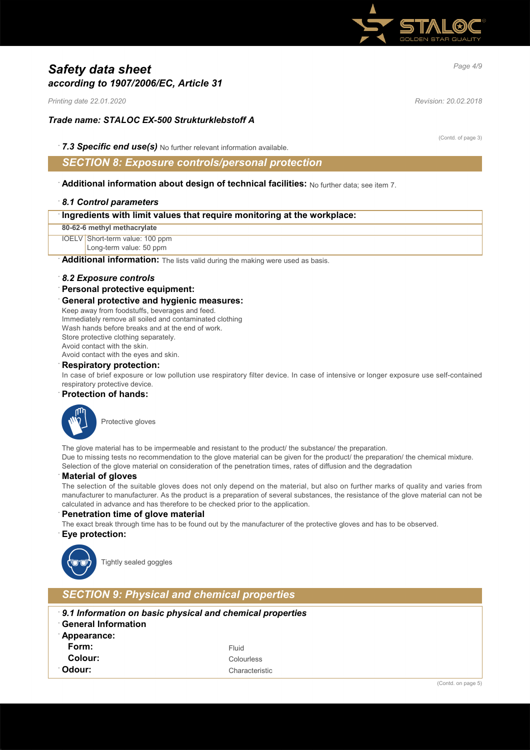# Safety data sheet
## according to 1907/2006/EC, Article 31

*Printing date 22.01.2020* *Revision: 20.02.2018*

### Trade name: STALOC EX-500 Strukturklebstoff A

(Contd. of page 3)

· ***7.3 Specific end use(s)*** No further relevant information available.

## SECTION 8: Exposure controls/personal protection

· **Additional information about design of technical facilities:** No further data; see item 7.

· ***8.1 Control parameters***

| · **Ingredients with limit values that require monitoring at the workplace:** | |
|---|---|
| **80-62-6 methyl methacrylate** | |
| IOELV | Short-term value: 100 ppm<br>Long-term value: 50 ppm |

· **Additional information:** The lists valid during the making were used as basis.

· ***8.2 Exposure controls***

· **Personal protective equipment:**

· **General protective and hygienic measures:**

Keep away from foodstuffs, beverages and feed.
Immediately remove all soiled and contaminated clothing
Wash hands before breaks and at the end of work.
Store protective clothing separately.
Avoid contact with the skin.
Avoid contact with the eyes and skin.

· **Respiratory protection:**

In case of brief exposure or low pollution use respiratory filter device. In case of intensive or longer exposure use self-contained respiratory protective device.

· **Protection of hands:**

Protective gloves

The glove material has to be impermeable and resistant to the product/ the substance/ the preparation.
Due to missing tests no recommendation to the glove material can be given for the product/ the preparation/ the chemical mixture.
Selection of the glove material on consideration of the penetration times, rates of diffusion and the degradation

· **Material of gloves**

The selection of the suitable gloves does not only depend on the material, but also on further marks of quality and varies from manufacturer to manufacturer. As the product is a preparation of several substances, the resistance of the glove material can not be calculated in advance and has therefore to be checked prior to the application.

· **Penetration time of glove material**

The exact break through time has to be found out by the manufacturer of the protective gloves and has to be observed.

· **Eye protection:**

Tightly sealed goggles

## SECTION 9: Physical and chemical properties

· ***9.1 Information on basic physical and chemical properties***

· **General Information**

· **Appearance:**

| | |
|---|---|
| **Form:** | Fluid |
| **Colour:** | Colourless |
| · **Odour:** | Characteristic |

(Contd. on page 5)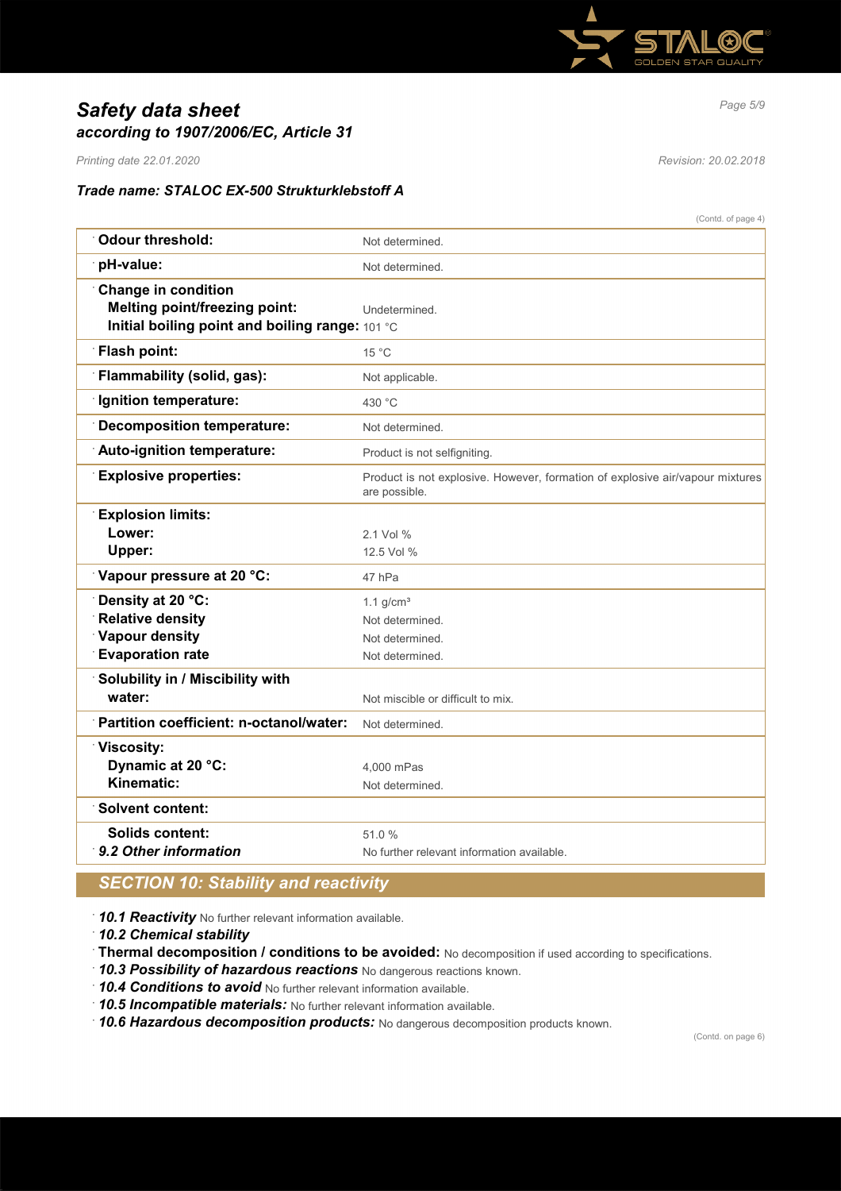# *Safety data sheet*
## *according to 1907/2006/EC, Article 31*

*Printing date 22.01.2020* *Revision: 20.02.2018*

### *Trade name: STALOC EX-500 Strukturklebstoff A*

(Contd. of page 4)

| | |
|---|---|
| **Odour threshold:** | Not determined. |
| **pH-value:** | Not determined. |
| **Change in condition**<br>**Melting point/freezing point:**<br>**Initial boiling point and boiling range:** | <br>Undetermined.<br>101 °C |
| **Flash point:** | 15 °C |
| **Flammability (solid, gas):** | Not applicable. |
| **Ignition temperature:** | 430 °C |
| **Decomposition temperature:** | Not determined. |
| **Auto-ignition temperature:** | Product is not selfigniting. |
| **Explosive properties:** | Product is not explosive. However, formation of explosive air/vapour mixtures are possible. |
| **Explosion limits:**<br>**Lower:**<br>**Upper:** | <br>2.1 Vol %<br>12.5 Vol % |
| **Vapour pressure at 20 °C:** | 47 hPa |
| **Density at 20 °C:**<br>**Relative density**<br>**Vapour density**<br>**Evaporation rate** | 1.1 g/cm³<br>Not determined.<br>Not determined.<br>Not determined. |
| **Solubility in / Miscibility with**<br>**water:** | <br>Not miscible or difficult to mix. |
| **Partition coefficient: n-octanol/water:** | Not determined. |
| **Viscosity:**<br>**Dynamic at 20 °C:**<br>**Kinematic:** | <br>4,000 mPas<br>Not determined. |
| **Solvent content:** | |
| **Solids content:**<br>***9.2 Other information*** | 51.0 %<br>No further relevant information available. |

## *SECTION 10: Stability and reactivity*

- ***10.1 Reactivity*** No further relevant information available.
- ***10.2 Chemical stability***
- **Thermal decomposition / conditions to be avoided:** No decomposition if used according to specifications.
- ***10.3 Possibility of hazardous reactions*** No dangerous reactions known.
- ***10.4 Conditions to avoid*** No further relevant information available.
- ***10.5 Incompatible materials:*** No further relevant information available.
- ***10.6 Hazardous decomposition products:*** No dangerous decomposition products known.

(Contd. on page 6)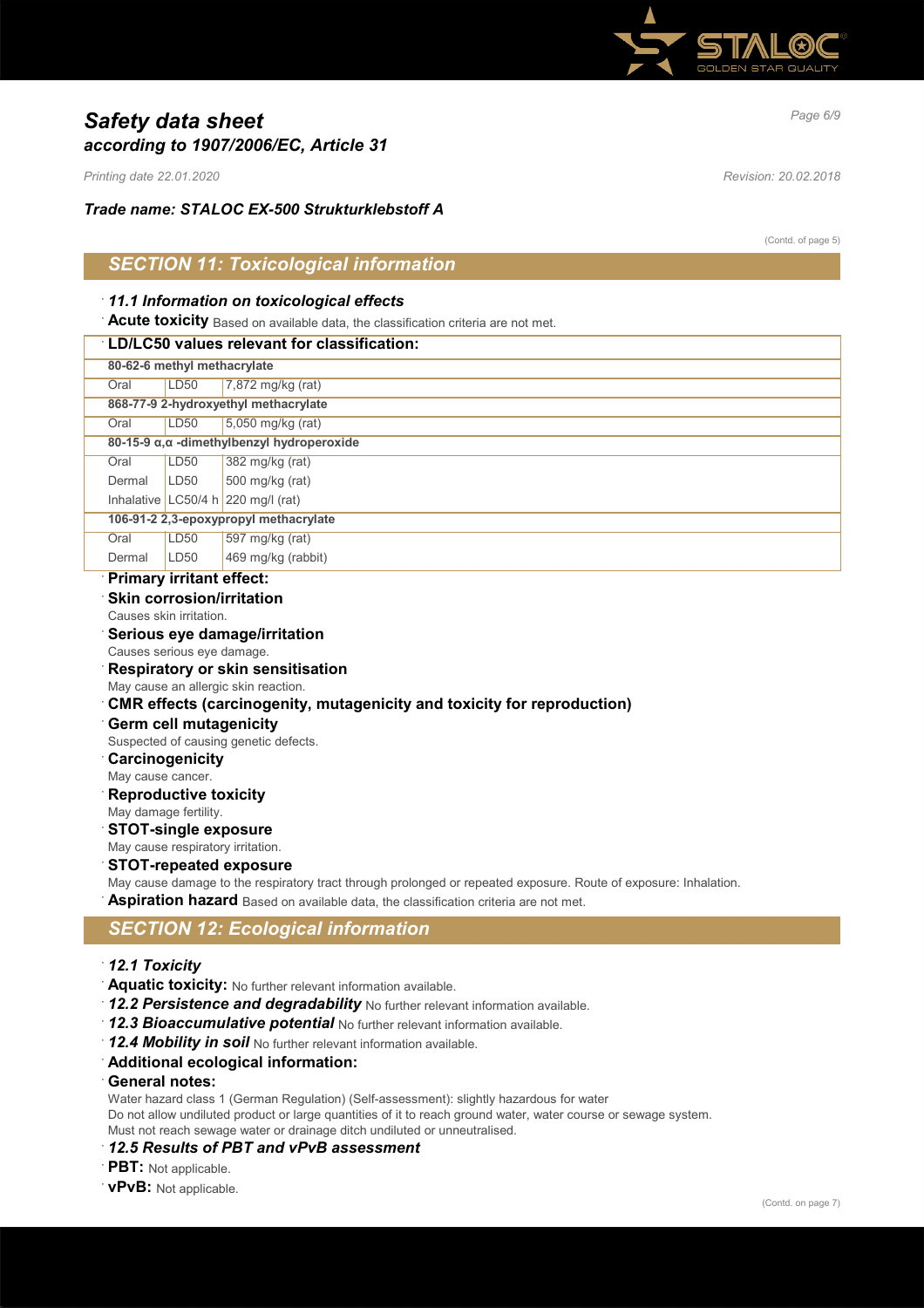# Safety data sheet
## according to 1907/2006/EC, Article 31

*Printing date 22.01.2020* *Revision: 20.02.2018*

***Trade name: STALOC EX-500 Strukturklebstoff A***

(Contd. of page 5)

## SECTION 11: Toxicological information

· ***11.1 Information on toxicological effects***

· **Acute toxicity** Based on available data, the classification criteria are not met.

| · **LD/LC50 values relevant for classification:** | | |
|---|---|---|
| **80-62-6 methyl methacrylate** | | |
| Oral | LD50 | 7,872 mg/kg (rat) |
| **868-77-9 2-hydroxyethyl methacrylate** | | |
| Oral | LD50 | 5,050 mg/kg (rat) |
| **80-15-9 α,α -dimethylbenzyl hydroperoxide** | | |
| Oral | LD50 | 382 mg/kg (rat) |
| Dermal | LD50 | 500 mg/kg (rat) |
| Inhalative | LC50/4 h | 220 mg/l (rat) |
| **106-91-2 2,3-epoxypropyl methacrylate** | | |
| Oral | LD50 | 597 mg/kg (rat) |
| Dermal | LD50 | 469 mg/kg (rabbit) |

· **Primary irritant effect:**

· **Skin corrosion/irritation**
Causes skin irritation.

· **Serious eye damage/irritation**
Causes serious eye damage.

· **Respiratory or skin sensitisation**
May cause an allergic skin reaction.

· **CMR effects (carcinogenity, mutagenicity and toxicity for reproduction)**

· **Germ cell mutagenicity**
Suspected of causing genetic defects.

· **Carcinogenicity**
May cause cancer.

· **Reproductive toxicity**
May damage fertility.

· **STOT-single exposure**
May cause respiratory irritation.

· **STOT-repeated exposure**
May cause damage to the respiratory tract through prolonged or repeated exposure. Route of exposure: Inhalation.

· **Aspiration hazard** Based on available data, the classification criteria are not met.

## SECTION 12: Ecological information

· ***12.1 Toxicity***

· **Aquatic toxicity:** No further relevant information available.

· ***12.2 Persistence and degradability*** No further relevant information available.

· ***12.3 Bioaccumulative potential*** No further relevant information available.

· ***12.4 Mobility in soil*** No further relevant information available.

· **Additional ecological information:**

· **General notes:**
Water hazard class 1 (German Regulation) (Self-assessment): slightly hazardous for water
Do not allow undiluted product or large quantities of it to reach ground water, water course or sewage system.
Must not reach sewage water or drainage ditch undiluted or unneutralised.

· ***12.5 Results of PBT and vPvB assessment***

· **PBT:** Not applicable.

· **vPvB:** Not applicable.

(Contd. on page 7)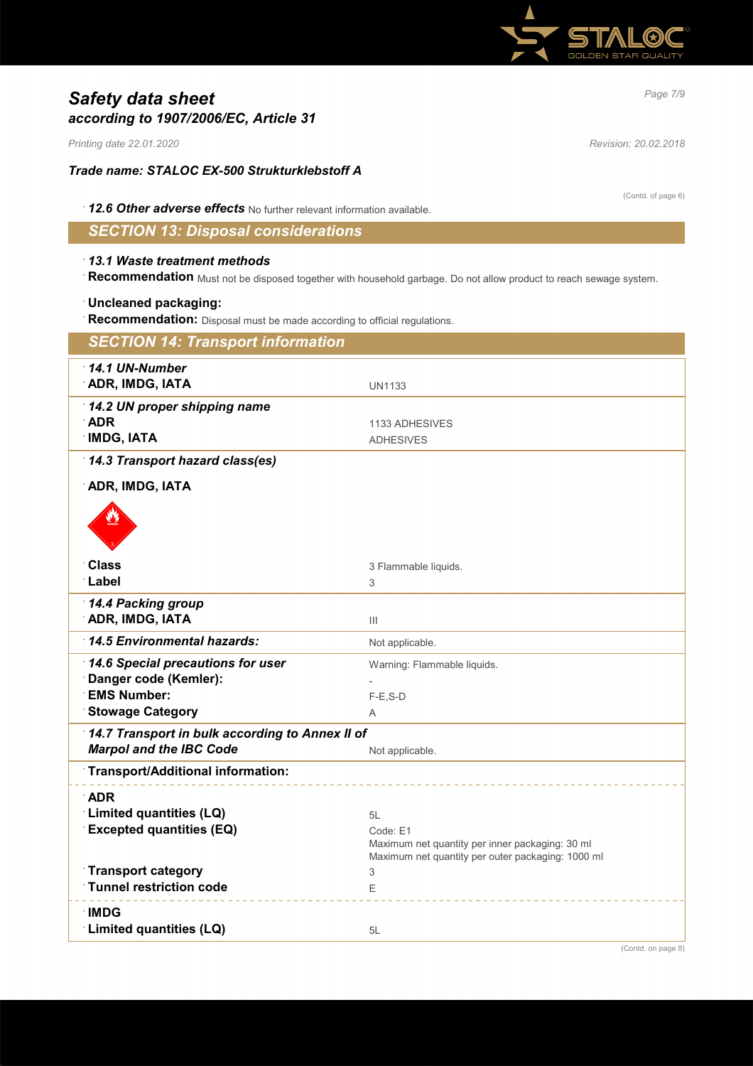# Safety data sheet
## according to 1907/2006/EC, Article 31

*Printing date 22.01.2020* *Revision: 20.02.2018*

### Trade name: STALOC EX-500 Strukturklebstoff A

(Contd. of page 6)

· ***12.6 Other adverse effects*** No further relevant information available.

## SECTION 13: Disposal considerations

· ***13.1 Waste treatment methods***
· **Recommendation** Must not be disposed together with household garbage. Do not allow product to reach sewage system.

· **Uncleaned packaging:**
· **Recommendation:** Disposal must be made according to official regulations.

## SECTION 14: Transport information

| | |
|---|---|
| · ***14.1 UN-Number*** | |
| · **ADR, IMDG, IATA** | UN1133 |
| · ***14.2 UN proper shipping name*** | |
| · **ADR** | 1133 ADHESIVES |
| · **IMDG, IATA** | ADHESIVES |
| · ***14.3 Transport hazard class(es)*** | |
| · **ADR, IMDG, IATA** | |
| · **Class** | 3 Flammable liquids. |
| · **Label** | 3 |
| · ***14.4 Packing group*** | |
| · **ADR, IMDG, IATA** | III |
| · ***14.5 Environmental hazards:*** | Not applicable. |
| · ***14.6 Special precautions for user*** | Warning: Flammable liquids. |
| · **Danger code (Kemler):** | - |
| · **EMS Number:** | F-E,S-D |
| · **Stowage Category** | A |
| · ***14.7 Transport in bulk according to Annex II of Marpol and the IBC Code*** | Not applicable. |
| · **Transport/Additional information:** | |
| · **ADR** | |
| · **Limited quantities (LQ)** | 5L |
| · **Excepted quantities (EQ)** | Code: E1<br>Maximum net quantity per inner packaging: 30 ml<br>Maximum net quantity per outer packaging: 1000 ml |
| · **Transport category** | 3 |
| · **Tunnel restriction code** | E |
| · **IMDG** | |
| · **Limited quantities (LQ)** | 5L |

(Contd. on page 8)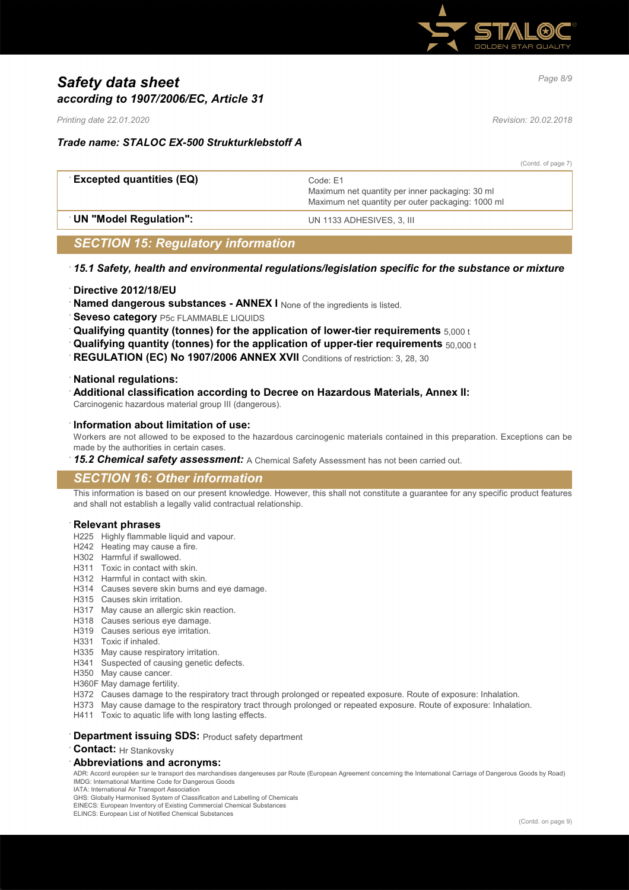(Contd. of page 7)

| | |
|---|---|
| **Excepted quantities (EQ)** | Code: E1<br>Maximum net quantity per inner packaging: 30 ml<br>Maximum net quantity per outer packaging: 1000 ml |
| **UN "Model Regulation":** | UN 1133 ADHESIVES, 3, III |

## SECTION 15: Regulatory information

### *15.1 Safety, health and environmental regulations/legislation specific for the substance or mixture*

- **Directive 2012/18/EU**
- **Named dangerous substances - ANNEX I** None of the ingredients is listed.
- **Seveso category** P5c FLAMMABLE LIQUIDS
- **Qualifying quantity (tonnes) for the application of lower-tier requirements** 5,000 t
- **Qualifying quantity (tonnes) for the application of upper-tier requirements** 50,000 t
- **REGULATION (EC) No 1907/2006 ANNEX XVII** Conditions of restriction: 3, 28, 30

- **National regulations:**
- **Additional classification according to Decree on Hazardous Materials, Annex II:**
  Carcinogenic hazardous material group III (dangerous).

- **Information about limitation of use:**
  Workers are not allowed to be exposed to the hazardous carcinogenic materials contained in this preparation. Exceptions can be made by the authorities in certain cases.
- ***15.2 Chemical safety assessment:*** A Chemical Safety Assessment has not been carried out.

## SECTION 16: Other information

This information is based on our present knowledge. However, this shall not constitute a guarantee for any specific product features and shall not establish a legally valid contractual relationship.

**Relevant phrases**

H225 Highly flammable liquid and vapour.
H242 Heating may cause a fire.
H302 Harmful if swallowed.
H311 Toxic in contact with skin.
H312 Harmful in contact with skin.
H314 Causes severe skin burns and eye damage.
H315 Causes skin irritation.
H317 May cause an allergic skin reaction.
H318 Causes serious eye damage.
H319 Causes serious eye irritation.
H331 Toxic if inhaled.
H335 May cause respiratory irritation.
H341 Suspected of causing genetic defects.
H350 May cause cancer.
H360F May damage fertility.
H372 Causes damage to the respiratory tract through prolonged or repeated exposure. Route of exposure: Inhalation.
H373 May cause damage to the respiratory tract through prolonged or repeated exposure. Route of exposure: Inhalation.
H411 Toxic to aquatic life with long lasting effects.

- **Department issuing SDS:** Product safety department
- **Contact:** Hr Stankovsky
- **Abbreviations and acronyms:**

ADR: Accord européen sur le transport des marchandises dangereuses par Route (European Agreement concerning the International Carriage of Dangerous Goods by Road)
IMDG: International Maritime Code for Dangerous Goods
IATA: International Air Transport Association
GHS: Globally Harmonised System of Classification and Labelling of Chemicals
EINECS: European Inventory of Existing Commercial Chemical Substances
ELINCS: European List of Notified Chemical Substances

(Contd. on page 9)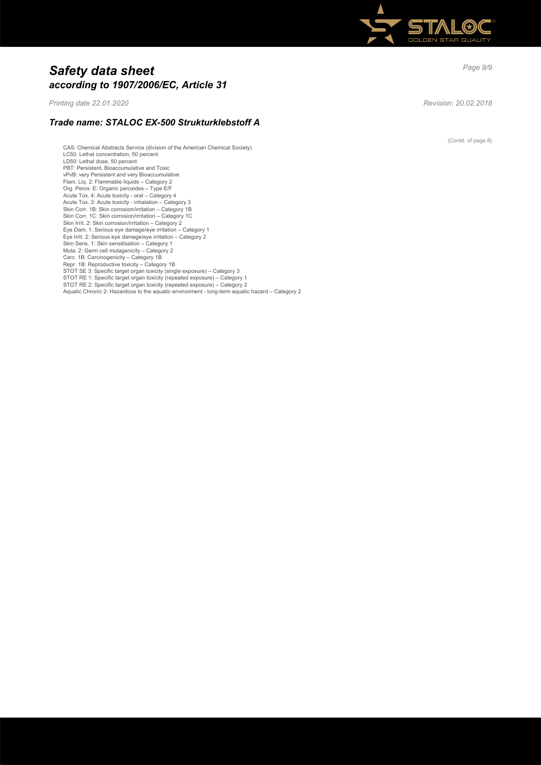# *Safety data sheet*
## *according to 1907/2006/EC, Article 31*

*Printing date 22.01.2020* *Revision: 20.02.2018*

### *Trade name: STALOC EX-500 Strukturklebstoff A*

(Contd. of page 8)

CAS: Chemical Abstracts Service (division of the American Chemical Society)
LC50: Lethal concentration, 50 percent
LD50: Lethal dose, 50 percent
PBT: Persistent, Bioaccumulative and Toxic
vPvB: very Persistent and very Bioaccumulative
Flam. Liq. 2: Flammable liquids – Category 2
Org. Perox. E: Organic peroxides – Type E/F
Acute Tox. 4: Acute toxicity - oral – Category 4
Acute Tox. 3: Acute toxicity - inhalation – Category 3
Skin Corr. 1B: Skin corrosion/irritation – Category 1B
Skin Corr. 1C: Skin corrosion/irritation – Category 1C
Skin Irrit. 2: Skin corrosion/irritation – Category 2
Eye Dam. 1: Serious eye damage/eye irritation – Category 1
Eye Irrit. 2: Serious eye damage/eye irritation – Category 2
Skin Sens. 1: Skin sensitisation – Category 1
Muta. 2: Germ cell mutagenicity – Category 2
Carc. 1B: Carcinogenicity – Category 1B
Repr. 1B: Reproductive toxicity – Category 1B
STOT SE 3: Specific target organ toxicity (single exposure) – Category 3
STOT RE 1: Specific target organ toxicity (repeated exposure) – Category 1
STOT RE 2: Specific target organ toxicity (repeated exposure) – Category 2
Aquatic Chronic 2: Hazardous to the aquatic environment - long-term aquatic hazard – Category 2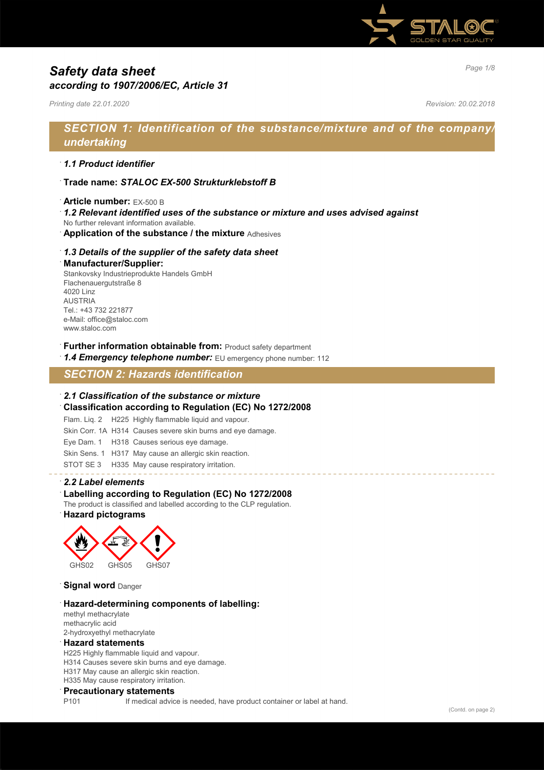# Safety data sheet
## according to 1907/2006/EC, Article 31

*Printing date 22.01.2020* *Revision: 20.02.2018*

## SECTION 1: Identification of the substance/mixture and of the company/ undertaking

· ***1.1 Product identifier***

· **Trade name: *STALOC EX-500 Strukturklebstoff B***

· **Article number:** EX-500 B

· ***1.2 Relevant identified uses of the substance or mixture and uses advised against***
No further relevant information available.

· **Application of the substance / the mixture** Adhesives

· ***1.3 Details of the supplier of the safety data sheet***

· **Manufacturer/Supplier:**
Stankovsky Industrieprodukte Handels GmbH
Flachenauergutstraße 8
4020 Linz
AUSTRIA
Tel.: +43 732 221877
e-Mail: office@staloc.com
www.staloc.com

· **Further information obtainable from:** Product safety department

· ***1.4 Emergency telephone number:*** EU emergency phone number: 112

## SECTION 2: Hazards identification

· ***2.1 Classification of the substance or mixture***

· **Classification according to Regulation (EC) No 1272/2008**

| | | |
|---|---|---|
| Flam. Liq. 2 | H225 | Highly flammable liquid and vapour. |
| Skin Corr. 1A | H314 | Causes severe skin burns and eye damage. |
| Eye Dam. 1 | H318 | Causes serious eye damage. |
| Skin Sens. 1 | H317 | May cause an allergic skin reaction. |
| STOT SE 3 | H335 | May cause respiratory irritation. |

· ***2.2 Label elements***

· **Labelling according to Regulation (EC) No 1272/2008**
The product is classified and labelled according to the CLP regulation.

· **Hazard pictograms**

GHS02 GHS05 GHS07

· **Signal word** Danger

· **Hazard-determining components of labelling:**
methyl methacrylate
methacrylic acid
2-hydroxyethyl methacrylate

· **Hazard statements**
H225 Highly flammable liquid and vapour.
H314 Causes severe skin burns and eye damage.
H317 May cause an allergic skin reaction.
H335 May cause respiratory irritation.

· **Precautionary statements**
P101 If medical advice is needed, have product container or label at hand.

(Contd. on page 2)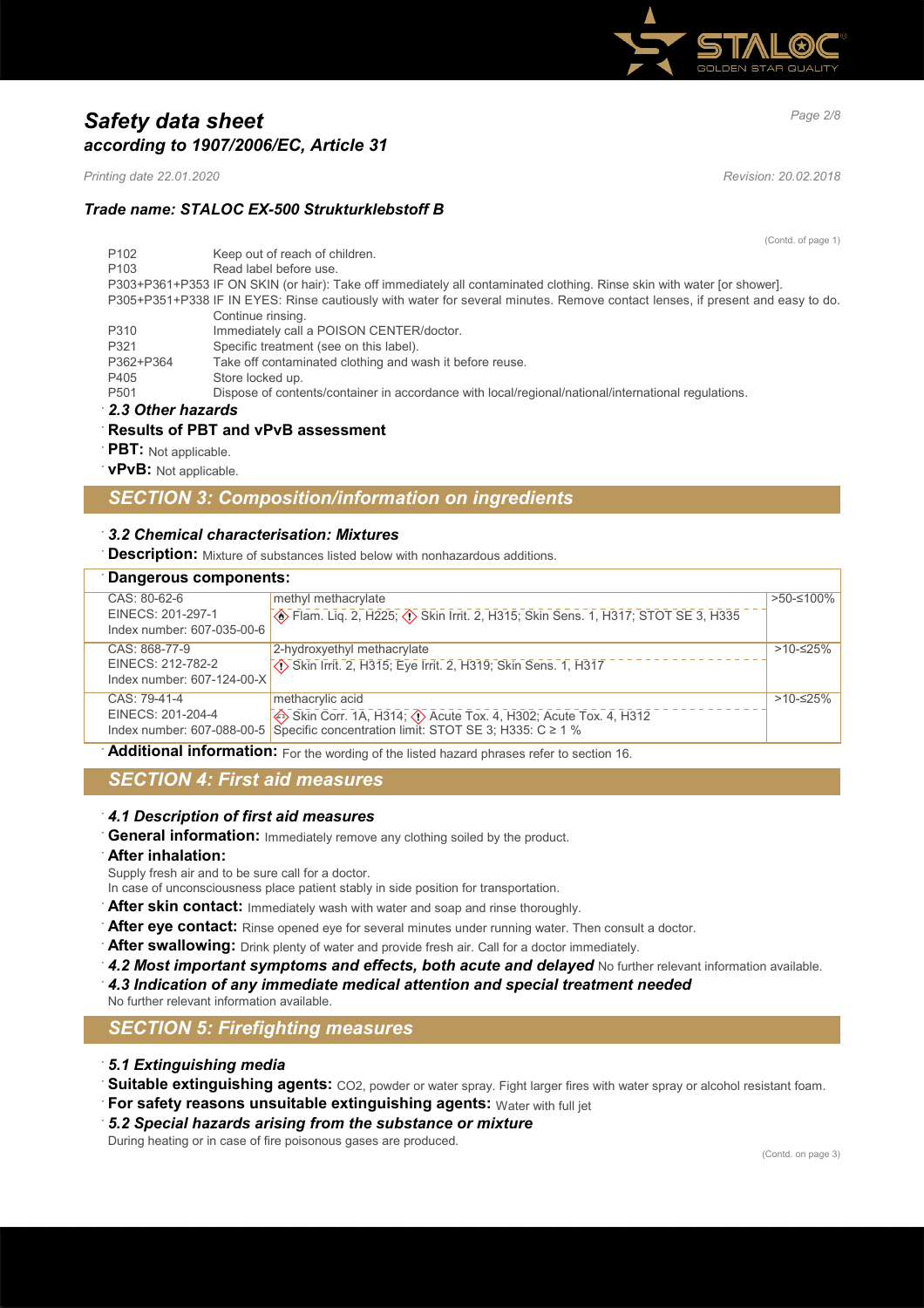(Contd. of page 1)

| | |
|---|---|
| P102 | Keep out of reach of children. |
| P103 | Read label before use. |
| P303+P361+P353 | IF ON SKIN (or hair): Take off immediately all contaminated clothing. Rinse skin with water [or shower]. |
| P305+P351+P338 | IF IN EYES: Rinse cautiously with water for several minutes. Remove contact lenses, if present and easy to do. Continue rinsing. |
| P310 | Immediately call a POISON CENTER/doctor. |
| P321 | Specific treatment (see on this label). |
| P362+P364 | Take off contaminated clothing and wash it before reuse. |
| P405 | Store locked up. |
| P501 | Dispose of contents/container in accordance with local/regional/national/international regulations. |

### *2.3 Other hazards*

**Results of PBT and vPvB assessment**

**PBT:** Not applicable.

**vPvB:** Not applicable.

## *SECTION 3: Composition/information on ingredients*

### *3.2 Chemical characterisation: Mixtures*

**Description:** Mixture of substances listed below with nonhazardous additions.

**Dangerous components:**

| Identifiers | Component / Classification | Concentration |
|---|---|---|
| CAS: 80-62-6<br>EINECS: 201-297-1<br>Index number: 607-035-00-6 | methyl methacrylate<br>Flam. Liq. 2, H225; Skin Irrit. 2, H315; Skin Sens. 1, H317; STOT SE 3, H335 | >50-≤100% |
| CAS: 868-77-9<br>EINECS: 212-782-2<br>Index number: 607-124-00-X | 2-hydroxyethyl methacrylate<br>Skin Irrit. 2, H315; Eye Irrit. 2, H319; Skin Sens. 1, H317 | >10-≤25% |
| CAS: 79-41-4<br>EINECS: 201-204-4<br>Index number: 607-088-00-5 | methacrylic acid<br>Skin Corr. 1A, H314; Acute Tox. 4, H302; Acute Tox. 4, H312<br>Specific concentration limit: STOT SE 3; H335: C ≥ 1 % | >10-≤25% |

**Additional information:** For the wording of the listed hazard phrases refer to section 16.

## *SECTION 4: First aid measures*

### *4.1 Description of first aid measures*

**General information:** Immediately remove any clothing soiled by the product.

**After inhalation:**
Supply fresh air and to be sure call for a doctor.
In case of unconsciousness place patient stably in side position for transportation.

**After skin contact:** Immediately wash with water and soap and rinse thoroughly.

**After eye contact:** Rinse opened eye for several minutes under running water. Then consult a doctor.

**After swallowing:** Drink plenty of water and provide fresh air. Call for a doctor immediately.

***4.2 Most important symptoms and effects, both acute and delayed*** No further relevant information available.

### *4.3 Indication of any immediate medical attention and special treatment needed*

No further relevant information available.

## *SECTION 5: Firefighting measures*

### *5.1 Extinguishing media*

**Suitable extinguishing agents:** $CO_2$, powder or water spray. Fight larger fires with water spray or alcohol resistant foam.

**For safety reasons unsuitable extinguishing agents:** Water with full jet

### *5.2 Special hazards arising from the substance or mixture*

During heating or in case of fire poisonous gases are produced.

(Contd. on page 3)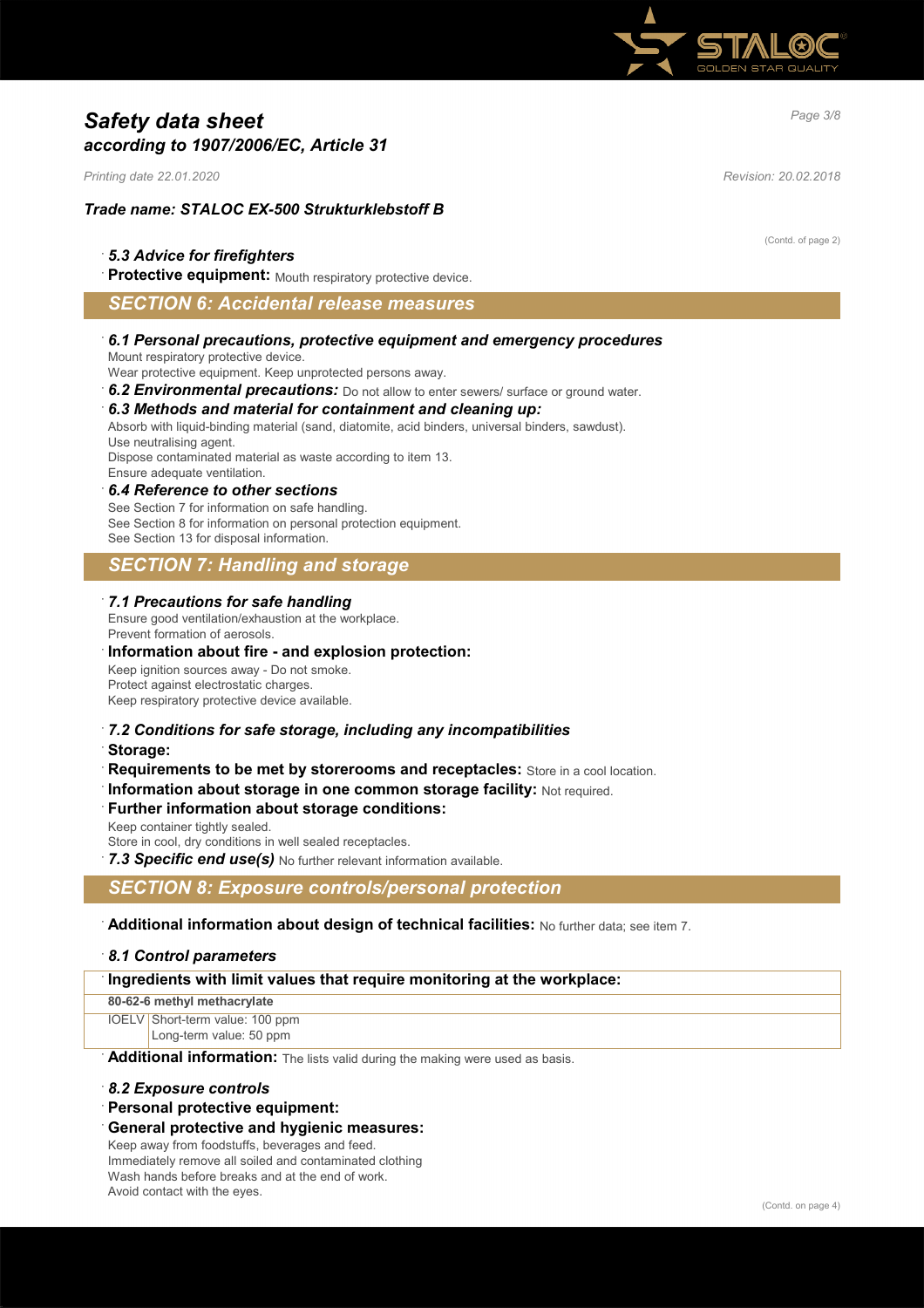# Safety data sheet
## according to 1907/2006/EC, Article 31

*Printing date 22.01.2020* *Revision: 20.02.2018*

### Trade name: STALOC EX-500 Strukturklebstoff B

(Contd. of page 2)

- ***5.3 Advice for firefighters***
- **Protective equipment:** Mouth respiratory protective device.

## SECTION 6: Accidental release measures

- ***6.1 Personal precautions, protective equipment and emergency procedures***
  Mount respiratory protective device.
  Wear protective equipment. Keep unprotected persons away.
- ***6.2 Environmental precautions:*** Do not allow to enter sewers/ surface or ground water.
- ***6.3 Methods and material for containment and cleaning up:***
  Absorb with liquid-binding material (sand, diatomite, acid binders, universal binders, sawdust).
  Use neutralising agent.
  Dispose contaminated material as waste according to item 13.
  Ensure adequate ventilation.
- ***6.4 Reference to other sections***
  See Section 7 for information on safe handling.
  See Section 8 for information on personal protection equipment.
  See Section 13 for disposal information.

## SECTION 7: Handling and storage

- ***7.1 Precautions for safe handling***
  Ensure good ventilation/exhaustion at the workplace.
  Prevent formation of aerosols.
- **Information about fire - and explosion protection:**
  Keep ignition sources away - Do not smoke.
  Protect against electrostatic charges.
  Keep respiratory protective device available.
- ***7.2 Conditions for safe storage, including any incompatibilities***
- **Storage:**
- **Requirements to be met by storerooms and receptacles:** Store in a cool location.
- **Information about storage in one common storage facility:** Not required.
- **Further information about storage conditions:**
  Keep container tightly sealed.
  Store in cool, dry conditions in well sealed receptacles.
- ***7.3 Specific end use(s)*** No further relevant information available.

## SECTION 8: Exposure controls/personal protection

- **Additional information about design of technical facilities:** No further data; see item 7.
- ***8.1 Control parameters***

| Ingredients with limit values that require monitoring at the workplace: | |
|---|---|
| **80-62-6 methyl methacrylate** | |
| IOELV | Short-term value: 100 ppm<br>Long-term value: 50 ppm |

- **Additional information:** The lists valid during the making were used as basis.
- ***8.2 Exposure controls***
- **Personal protective equipment:**
- **General protective and hygienic measures:**
  Keep away from foodstuffs, beverages and feed.
  Immediately remove all soiled and contaminated clothing
  Wash hands before breaks and at the end of work.
  Avoid contact with the eyes.

(Contd. on page 4)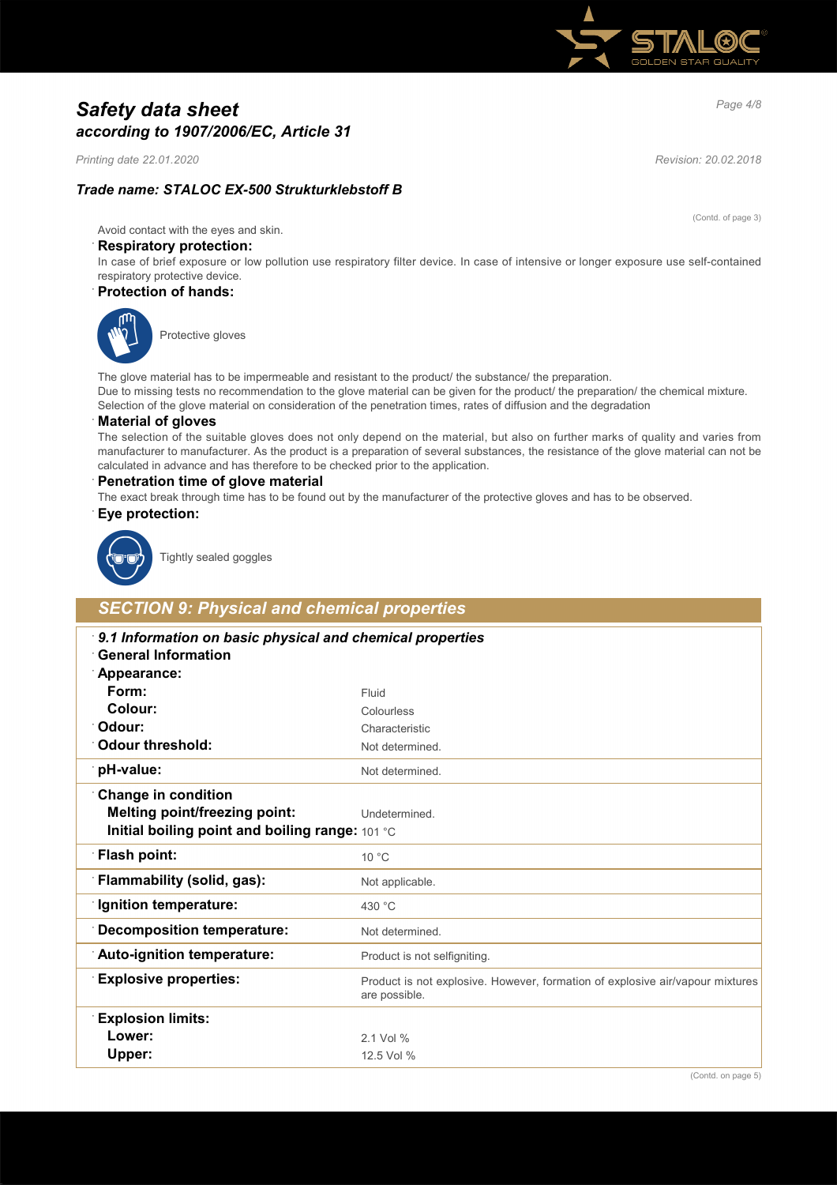## Safety data sheet
### according to 1907/2006/EC, Article 31

*Printing date 22.01.2020* *Revision: 20.02.2018*

**Trade name: STALOC EX-500 Strukturklebstoff B**

(Contd. of page 3)

Avoid contact with the eyes and skin.

**Respiratory protection:**

In case of brief exposure or low pollution use respiratory filter device. In case of intensive or longer exposure use self-contained respiratory protective device.

**Protection of hands:**

Protective gloves

The glove material has to be impermeable and resistant to the product/ the substance/ the preparation.
Due to missing tests no recommendation to the glove material can be given for the product/ the preparation/ the chemical mixture.
Selection of the glove material on consideration of the penetration times, rates of diffusion and the degradation

**Material of gloves**

The selection of the suitable gloves does not only depend on the material, but also on further marks of quality and varies from manufacturer to manufacturer. As the product is a preparation of several substances, the resistance of the glove material can not be calculated in advance and has therefore to be checked prior to the application.

**Penetration time of glove material**

The exact break through time has to be found out by the manufacturer of the protective gloves and has to be observed.

**Eye protection:**

Tightly sealed goggles

## SECTION 9: Physical and chemical properties

| *9.1 Information on basic physical and chemical properties* | |
|---|---|
| **General Information** | |
| **Appearance:** | |
| **Form:** | Fluid |
| **Colour:** | Colourless |
| **Odour:** | Characteristic |
| **Odour threshold:** | Not determined. |
| **pH-value:** | Not determined. |
| **Change in condition** | |
| **Melting point/freezing point:** | Undetermined. |
| **Initial boiling point and boiling range:** | 101 °C |
| **Flash point:** | 10 °C |
| **Flammability (solid, gas):** | Not applicable. |
| **Ignition temperature:** | 430 °C |
| **Decomposition temperature:** | Not determined. |
| **Auto-ignition temperature:** | Product is not selfigniting. |
| **Explosive properties:** | Product is not explosive. However, formation of explosive air/vapour mixtures are possible. |
| **Explosion limits:** | |
| **Lower:** | 2.1 Vol % |
| **Upper:** | 12.5 Vol % |

(Contd. on page 5)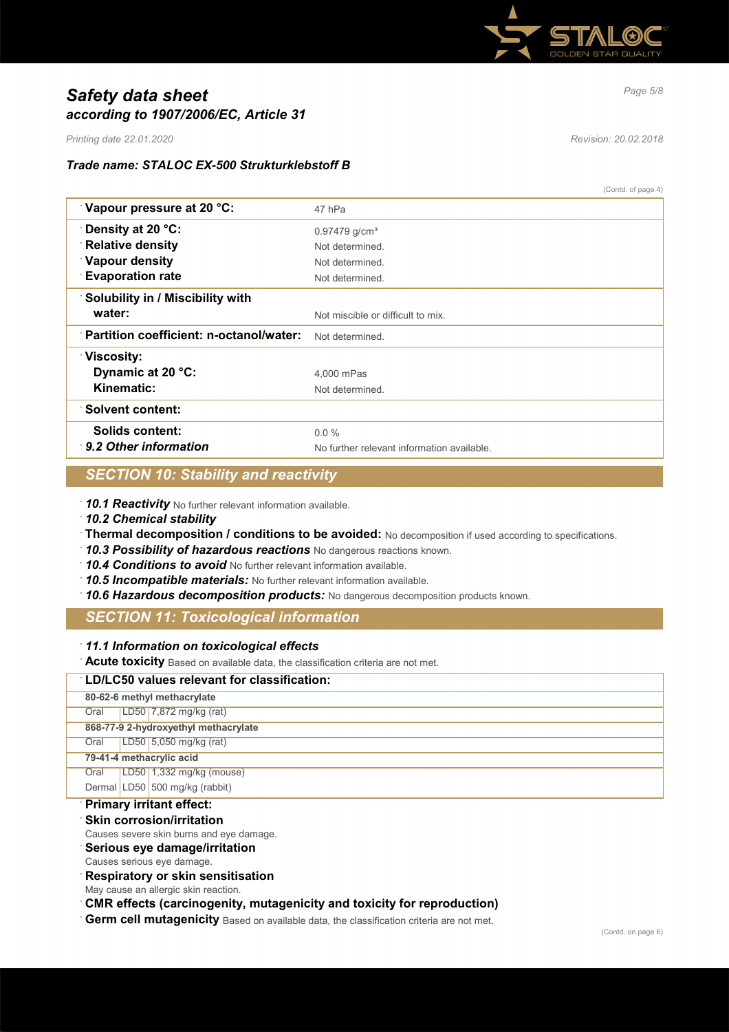(Contd. of page 4)

| Property | Value |
|---|---|
| **Vapour pressure at 20 °C:** | 47 hPa |
| **Density at 20 °C:** | 0.97479 g/cm³ |
| **Relative density** | Not determined. |
| **Vapour density** | Not determined. |
| **Evaporation rate** | Not determined. |
| **Solubility in / Miscibility with water:** | Not miscible or difficult to mix. |
| **Partition coefficient: n-octanol/water:** | Not determined. |
| **Viscosity:** | |
| **Dynamic at 20 °C:** | 4,000 mPas |
| **Kinematic:** | Not determined. |
| **Solvent content:** | |
| **Solids content:** | 0.0 % |
| ***9.2 Other information*** | No further relevant information available. |

## SECTION 10: Stability and reactivity

- ***10.1 Reactivity*** No further relevant information available.
- ***10.2 Chemical stability***
- **Thermal decomposition / conditions to be avoided:** No decomposition if used according to specifications.
- ***10.3 Possibility of hazardous reactions*** No dangerous reactions known.
- ***10.4 Conditions to avoid*** No further relevant information available.
- ***10.5 Incompatible materials:*** No further relevant information available.
- ***10.6 Hazardous decomposition products:*** No dangerous decomposition products known.

## SECTION 11: Toxicological information

- ***11.1 Information on toxicological effects***
- **Acute toxicity** Based on available data, the classification criteria are not met.

| **LD/LC50 values relevant for classification:** | | |
|---|---|---|
| **80-62-6 methyl methacrylate** | | |
| Oral | LD50 | 7,872 mg/kg (rat) |
| **868-77-9 2-hydroxyethyl methacrylate** | | |
| Oral | LD50 | 5,050 mg/kg (rat) |
| **79-41-4 methacrylic acid** | | |
| Oral | LD50 | 1,332 mg/kg (mouse) |
| Dermal | LD50 | 500 mg/kg (rabbit) |

- **Primary irritant effect:**
- **Skin corrosion/irritation**
  Causes severe skin burns and eye damage.
- **Serious eye damage/irritation**
  Causes serious eye damage.
- **Respiratory or skin sensitisation**
  May cause an allergic skin reaction.
- **CMR effects (carcinogenity, mutagenicity and toxicity for reproduction)**
- **Germ cell mutagenicity** Based on available data, the classification criteria are not met.

(Contd. on page 6)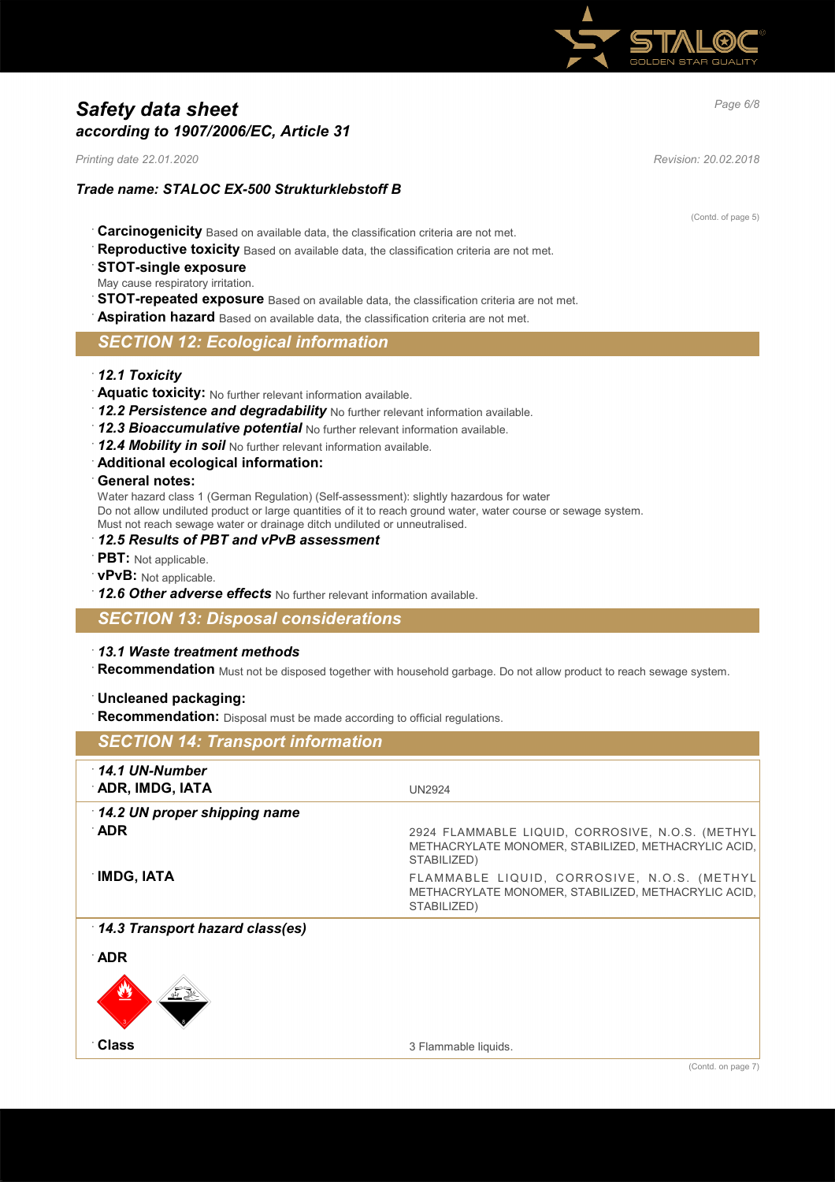# Safety data sheet
## according to 1907/2006/EC, Article 31

*Printing date 22.01.2020* *Revision: 20.02.2018*

### Trade name: STALOC EX-500 Strukturklebstoff B

(Contd. of page 5)

- **Carcinogenicity** Based on available data, the classification criteria are not met.
- **Reproductive toxicity** Based on available data, the classification criteria are not met.
- **STOT-single exposure**
  May cause respiratory irritation.
- **STOT-repeated exposure** Based on available data, the classification criteria are not met.
- **Aspiration hazard** Based on available data, the classification criteria are not met.

## SECTION 12: Ecological information

- ***12.1 Toxicity***
- **Aquatic toxicity:** No further relevant information available.
- ***12.2 Persistence and degradability*** No further relevant information available.
- ***12.3 Bioaccumulative potential*** No further relevant information available.
- ***12.4 Mobility in soil*** No further relevant information available.
- **Additional ecological information:**
- **General notes:**
  Water hazard class 1 (German Regulation) (Self-assessment): slightly hazardous for water
  Do not allow undiluted product or large quantities of it to reach ground water, water course or sewage system.
  Must not reach sewage water or drainage ditch undiluted or unneutralised.
- ***12.5 Results of PBT and vPvB assessment***
- **PBT:** Not applicable.
- **vPvB:** Not applicable.
- ***12.6 Other adverse effects*** No further relevant information available.

## SECTION 13: Disposal considerations

- ***13.1 Waste treatment methods***
- **Recommendation** Must not be disposed together with household garbage. Do not allow product to reach sewage system.

- **Uncleaned packaging:**
- **Recommendation:** Disposal must be made according to official regulations.

## SECTION 14: Transport information

| | |
|---|---|
| ***14.1 UN-Number*** | |
| **ADR, IMDG, IATA** | UN2924 |
| ***14.2 UN proper shipping name*** | |
| **ADR** | 2924 FLAMMABLE LIQUID, CORROSIVE, N.O.S. (METHYL METHACRYLATE MONOMER, STABILIZED, METHACRYLIC ACID, STABILIZED) |
| **IMDG, IATA** | FLAMMABLE LIQUID, CORROSIVE, N.O.S. (METHYL METHACRYLATE MONOMER, STABILIZED, METHACRYLIC ACID, STABILIZED) |
| ***14.3 Transport hazard class(es)*** | |
| **ADR** | |
| **Class** | 3 Flammable liquids. |

(Contd. on page 7)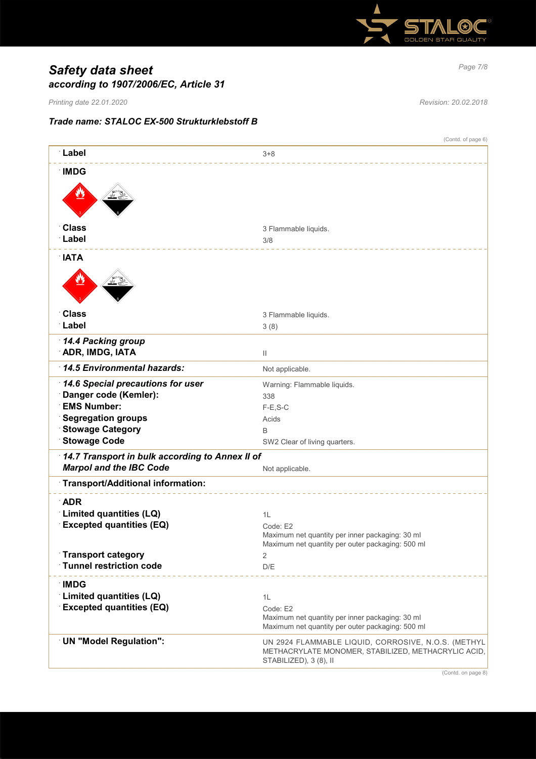## Safety data sheet
### according to 1907/2006/EC, Article 31

*Printing date 22.01.2020* *Revision: 20.02.2018*

**Trade name: STALOC EX-500 Strukturklebstoff B**

(Contd. of page 6)

| | |
|---|---|
| **Label** | 3+8 |
| **IMDG** | |
| **Class** | 3 Flammable liquids. |
| **Label** | 3/8 |
| **IATA** | |
| **Class** | 3 Flammable liquids. |
| **Label** | 3 (8) |
| ***14.4 Packing group*** **ADR, IMDG, IATA** | II |
| ***14.5 Environmental hazards:*** | Not applicable. |
| ***14.6 Special precautions for user*** | Warning: Flammable liquids. |
| **Danger code (Kemler):** | 338 |
| **EMS Number:** | F-E,S-C |
| **Segregation groups** | Acids |
| **Stowage Category** | B |
| **Stowage Code** | SW2 Clear of living quarters. |
| ***14.7 Transport in bulk according to Annex II of Marpol and the IBC Code*** | Not applicable. |
| **Transport/Additional information:** | |
| **ADR** | |
| **Limited quantities (LQ)** | 1L |
| **Excepted quantities (EQ)** | Code: E2<br>Maximum net quantity per inner packaging: 30 ml<br>Maximum net quantity per outer packaging: 500 ml |
| **Transport category** | 2 |
| **Tunnel restriction code** | D/E |
| **IMDG** | |
| **Limited quantities (LQ)** | 1L |
| **Excepted quantities (EQ)** | Code: E2<br>Maximum net quantity per inner packaging: 30 ml<br>Maximum net quantity per outer packaging: 500 ml |
| **UN "Model Regulation":** | UN 2924 FLAMMABLE LIQUID, CORROSIVE, N.O.S. (METHYL METHACRYLATE MONOMER, STABILIZED, METHACRYLIC ACID, STABILIZED), 3 (8), II |

(Contd. on page 8)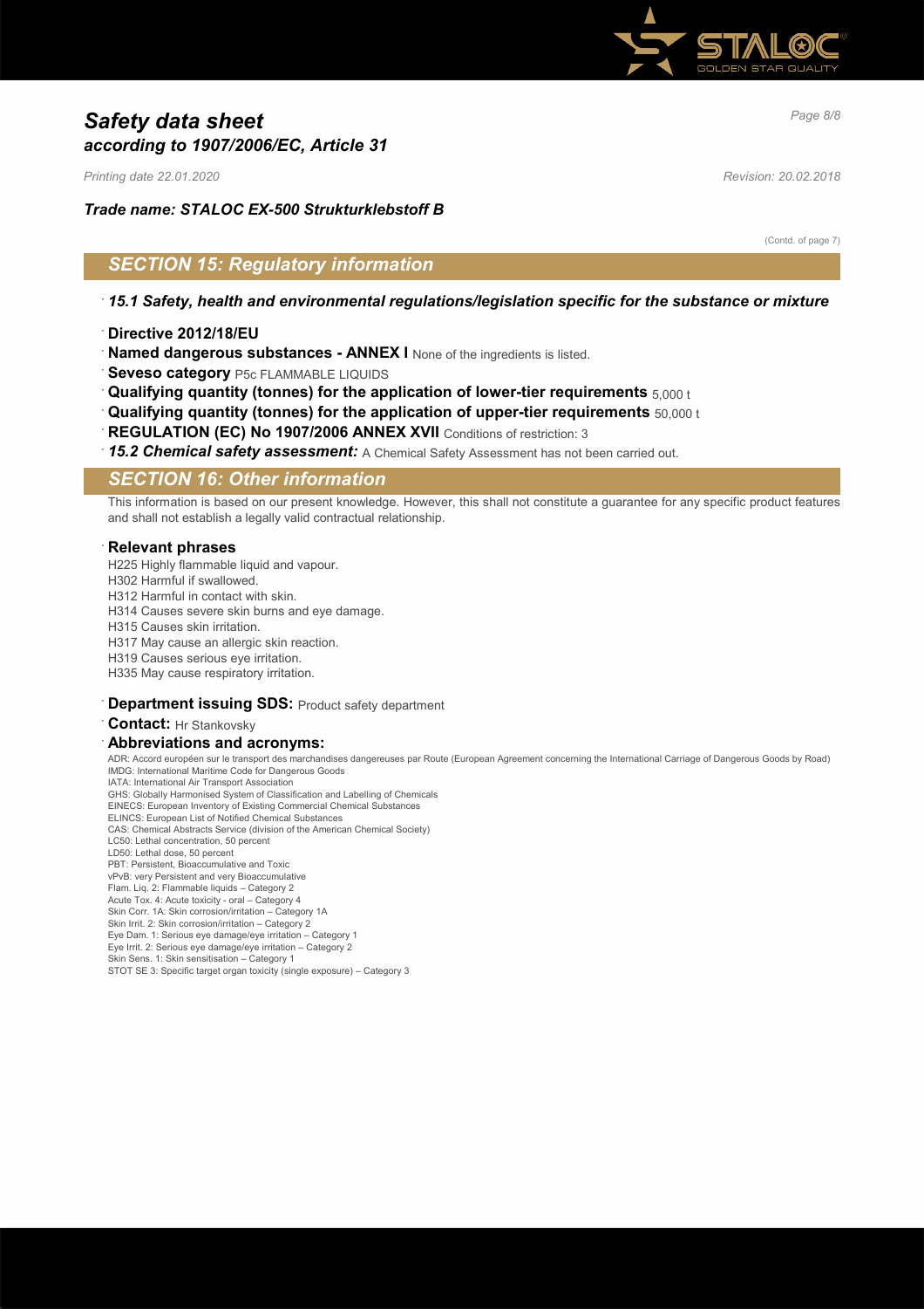# Safety data sheet
*according to 1907/2006/EC, Article 31*

*Printing date 22.01.2020* *Revision: 20.02.2018*

***Trade name: STALOC EX-500 Strukturklebstoff B***

(Contd. of page 7)

## SECTION 15: Regulatory information

· ***15.1 Safety, health and environmental regulations/legislation specific for the substance or mixture***

· **Directive 2012/18/EU**
· **Named dangerous substances - ANNEX I** None of the ingredients is listed.
· **Seveso category** P5c FLAMMABLE LIQUIDS
· **Qualifying quantity (tonnes) for the application of lower-tier requirements** 5,000 t
· **Qualifying quantity (tonnes) for the application of upper-tier requirements** 50,000 t
· **REGULATION (EC) No 1907/2006 ANNEX XVII** Conditions of restriction: 3
· ***15.2 Chemical safety assessment:*** A Chemical Safety Assessment has not been carried out.

## SECTION 16: Other information

This information is based on our present knowledge. However, this shall not constitute a guarantee for any specific product features and shall not establish a legally valid contractual relationship.

· **Relevant phrases**

H225 Highly flammable liquid and vapour.
H302 Harmful if swallowed.
H312 Harmful in contact with skin.
H314 Causes severe skin burns and eye damage.
H315 Causes skin irritation.
H317 May cause an allergic skin reaction.
H319 Causes serious eye irritation.
H335 May cause respiratory irritation.

· **Department issuing SDS:** Product safety department
· **Contact:** Hr Stankovsky
· **Abbreviations and acronyms:**

ADR: Accord européen sur le transport des marchandises dangereuses par Route (European Agreement concerning the International Carriage of Dangerous Goods by Road)
IMDG: International Maritime Code for Dangerous Goods
IATA: International Air Transport Association
GHS: Globally Harmonised System of Classification and Labelling of Chemicals
EINECS: European Inventory of Existing Commercial Chemical Substances
ELINCS: European List of Notified Chemical Substances
CAS: Chemical Abstracts Service (division of the American Chemical Society)
LC50: Lethal concentration, 50 percent
LD50: Lethal dose, 50 percent
PBT: Persistent, Bioaccumulative and Toxic
vPvB: very Persistent and very Bioaccumulative
Flam. Liq. 2: Flammable liquids – Category 2
Acute Tox. 4: Acute toxicity - oral – Category 4
Skin Corr. 1A: Skin corrosion/irritation – Category 1A
Skin Irrit. 2: Skin corrosion/irritation – Category 2
Eye Dam. 1: Serious eye damage/eye irritation – Category 1
Eye Irrit. 2: Serious eye damage/eye irritation – Category 2
Skin Sens. 1: Skin sensitisation – Category 1
STOT SE 3: Specific target organ toxicity (single exposure) – Category 3